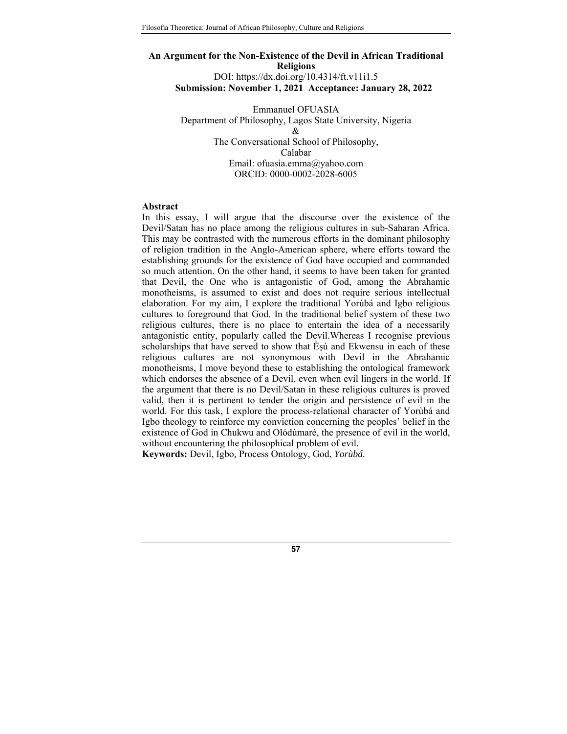# An Argument for the Non-Existence of the Devil in African Traditional Religions

DOI: https://dx.doi.org/10.4314/ft.v11i1.5

**Submission: November 1, 2021 Acceptance: January 28, 2022**

Emmanuel OFUASIA
Department of Philosophy, Lagos State University, Nigeria
&
The Conversational School of Philosophy,
Calabar
Email: ofuasia.emma@yahoo.com
ORCID: 0000-0002-2028-6005

## Abstract

In this essay, I will argue that the discourse over the existence of the Devil/Satan has no place among the religious cultures in sub-Saharan Africa. This may be contrasted with the numerous efforts in the dominant philosophy of religion tradition in the Anglo-American sphere, where efforts toward the establishing grounds for the existence of God have occupied and commanded so much attention. On the other hand, it seems to have been taken for granted that Devil, the One who is antagonistic of God, among the Abrahamic monotheisms, is assumed to exist and does not require serious intellectual elaboration. For my aim, I explore the traditional Yorùbá and Igbo religious cultures to foreground that God. In the traditional belief system of these two religious cultures, there is no place to entertain the idea of a necessarily antagonistic entity, popularly called the Devil.Whereas I recognise previous scholarships that have served to show that Èṣù and Ekwensu in each of these religious cultures are not synonymous with Devil in the Abrahamic monotheisms, I move beyond these to establishing the ontological framework which endorses the absence of a Devil, even when evil lingers in the world. If the argument that there is no Devil/Satan in these religious cultures is proved valid, then it is pertinent to tender the origin and persistence of evil in the world. For this task, I explore the process-relational character of Yorùbá and Igbo theology to reinforce my conviction concerning the peoples' belief in the existence of God in Chukwu and Olódùmarè, the presence of evil in the world, without encountering the philosophical problem of evil.

**Keywords:** Devil, Igbo, Process Ontology, God, *Yorùbá.*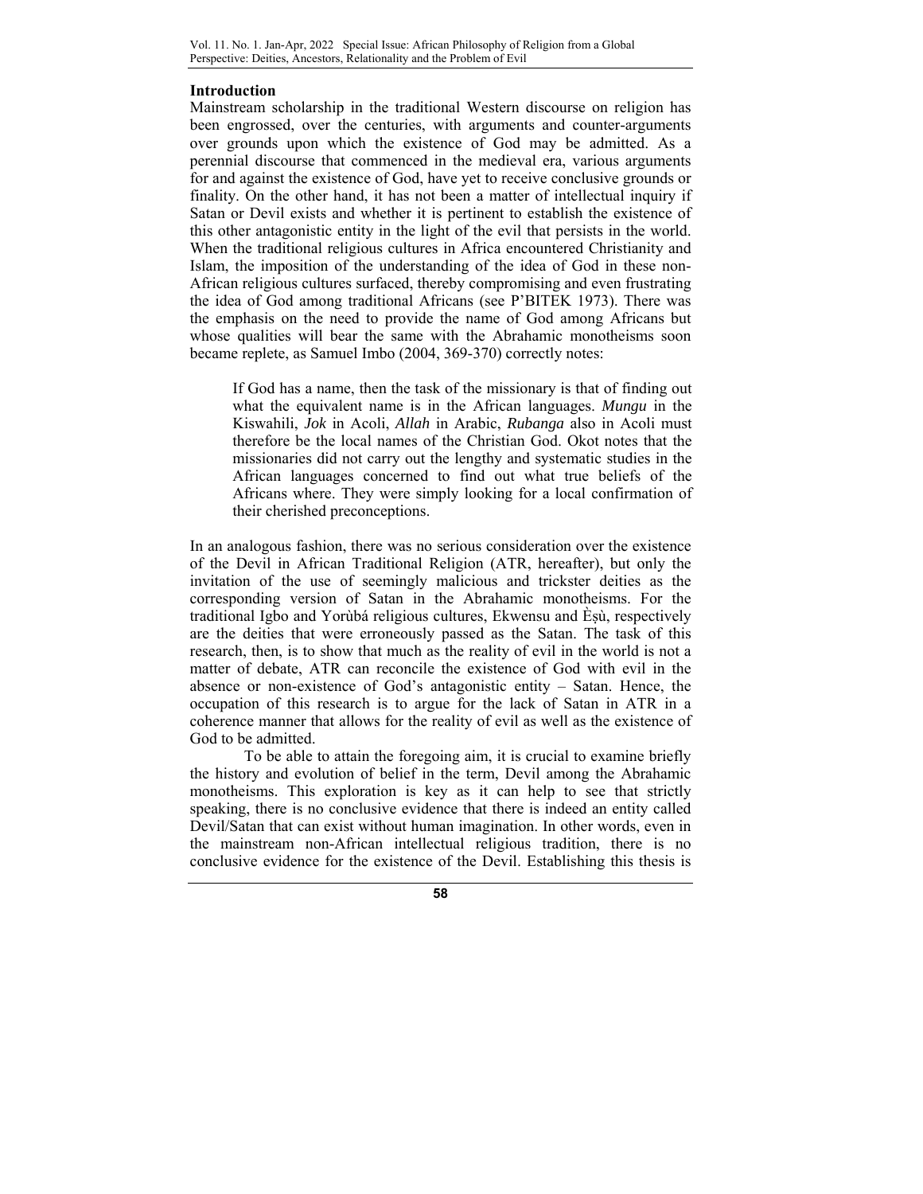## Introduction

Mainstream scholarship in the traditional Western discourse on religion has been engrossed, over the centuries, with arguments and counter-arguments over grounds upon which the existence of God may be admitted. As a perennial discourse that commenced in the medieval era, various arguments for and against the existence of God, have yet to receive conclusive grounds or finality. On the other hand, it has not been a matter of intellectual inquiry if Satan or Devil exists and whether it is pertinent to establish the existence of this other antagonistic entity in the light of the evil that persists in the world. When the traditional religious cultures in Africa encountered Christianity and Islam, the imposition of the understanding of the idea of God in these non-African religious cultures surfaced, thereby compromising and even frustrating the idea of God among traditional Africans (see P'BITEK 1973). There was the emphasis on the need to provide the name of God among Africans but whose qualities will bear the same with the Abrahamic monotheisms soon became replete, as Samuel Imbo (2004, 369-370) correctly notes:

> If God has a name, then the task of the missionary is that of finding out what the equivalent name is in the African languages. *Mungu* in the Kiswahili, *Jok* in Acoli, *Allah* in Arabic, *Rubanga* also in Acoli must therefore be the local names of the Christian God. Okot notes that the missionaries did not carry out the lengthy and systematic studies in the African languages concerned to find out what true beliefs of the Africans where. They were simply looking for a local confirmation of their cherished preconceptions.

In an analogous fashion, there was no serious consideration over the existence of the Devil in African Traditional Religion (ATR, hereafter), but only the invitation of the use of seemingly malicious and trickster deities as the corresponding version of Satan in the Abrahamic monotheisms. For the traditional Igbo and Yorùbá religious cultures, Ekwensu and Èṣù, respectively are the deities that were erroneously passed as the Satan. The task of this research, then, is to show that much as the reality of evil in the world is not a matter of debate, ATR can reconcile the existence of God with evil in the absence or non-existence of God's antagonistic entity – Satan. Hence, the occupation of this research is to argue for the lack of Satan in ATR in a coherence manner that allows for the reality of evil as well as the existence of God to be admitted.

To be able to attain the foregoing aim, it is crucial to examine briefly the history and evolution of belief in the term, Devil among the Abrahamic monotheisms. This exploration is key as it can help to see that strictly speaking, there is no conclusive evidence that there is indeed an entity called Devil/Satan that can exist without human imagination. In other words, even in the mainstream non-African intellectual religious tradition, there is no conclusive evidence for the existence of the Devil. Establishing this thesis is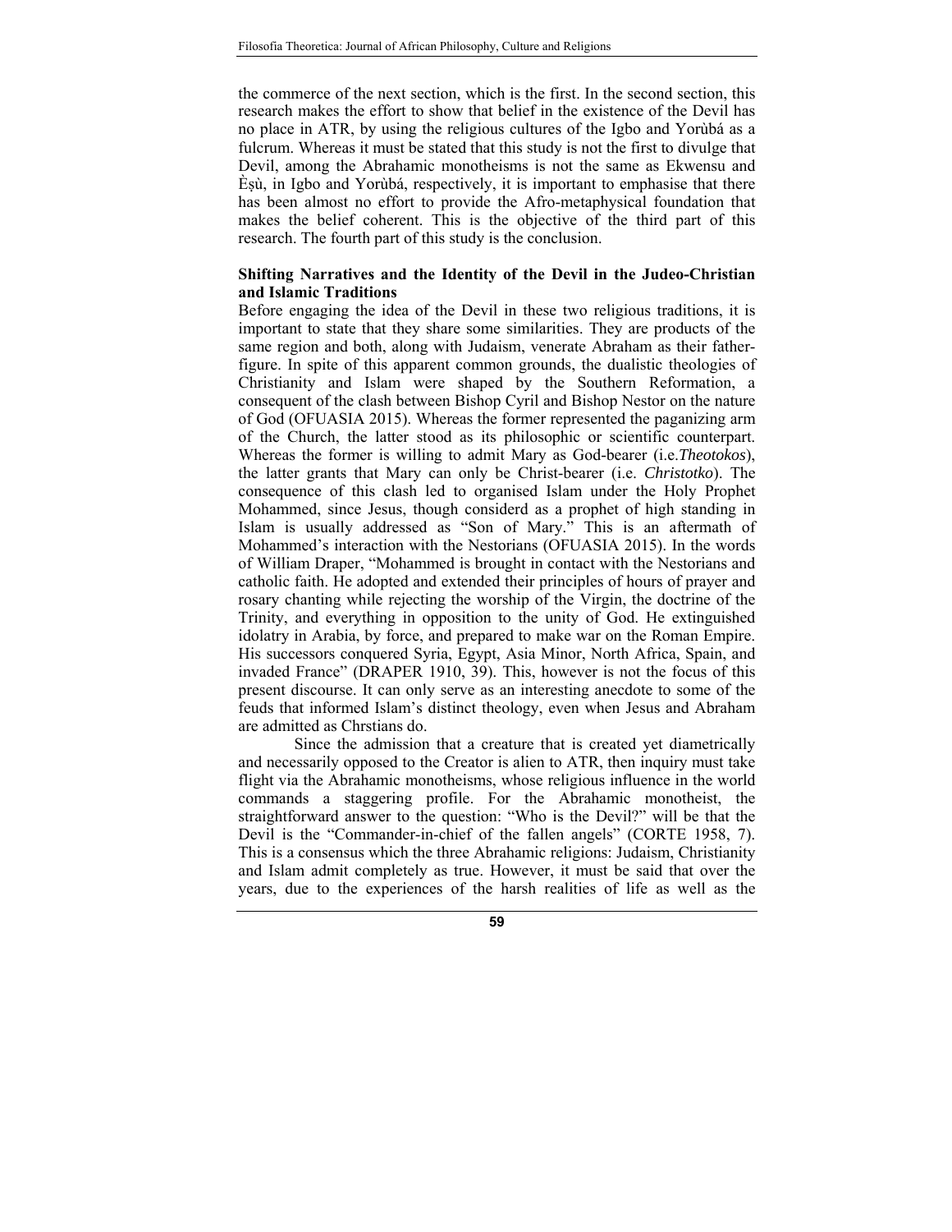the commerce of the next section, which is the first. In the second section, this research makes the effort to show that belief in the existence of the Devil has no place in ATR, by using the religious cultures of the Igbo and Yorùbá as a fulcrum. Whereas it must be stated that this study is not the first to divulge that Devil, among the Abrahamic monotheisms is not the same as Ekwensu and Èṣù, in Igbo and Yorùbá, respectively, it is important to emphasise that there has been almost no effort to provide the Afro-metaphysical foundation that makes the belief coherent. This is the objective of the third part of this research. The fourth part of this study is the conclusion.

**Shifting Narratives and the Identity of the Devil in the Judeo-Christian and Islamic Traditions**

Before engaging the idea of the Devil in these two religious traditions, it is important to state that they share some similarities. They are products of the same region and both, along with Judaism, venerate Abraham as their father-figure. In spite of this apparent common grounds, the dualistic theologies of Christianity and Islam were shaped by the Southern Reformation, a consequent of the clash between Bishop Cyril and Bishop Nestor on the nature of God (OFUASIA 2015). Whereas the former represented the paganizing arm of the Church, the latter stood as its philosophic or scientific counterpart. Whereas the former is willing to admit Mary as God-bearer (i.e.*Theotokos*), the latter grants that Mary can only be Christ-bearer (i.e. *Christotko*). The consequence of this clash led to organised Islam under the Holy Prophet Mohammed, since Jesus, though considerd as a prophet of high standing in Islam is usually addressed as "Son of Mary." This is an aftermath of Mohammed's interaction with the Nestorians (OFUASIA 2015). In the words of William Draper, "Mohammed is brought in contact with the Nestorians and catholic faith. He adopted and extended their principles of hours of prayer and rosary chanting while rejecting the worship of the Virgin, the doctrine of the Trinity, and everything in opposition to the unity of God. He extinguished idolatry in Arabia, by force, and prepared to make war on the Roman Empire. His successors conquered Syria, Egypt, Asia Minor, North Africa, Spain, and invaded France" (DRAPER 1910, 39). This, however is not the focus of this present discourse. It can only serve as an interesting anecdote to some of the feuds that informed Islam's distinct theology, even when Jesus and Abraham are admitted as Chrstians do.

Since the admission that a creature that is created yet diametrically and necessarily opposed to the Creator is alien to ATR, then inquiry must take flight via the Abrahamic monotheisms, whose religious influence in the world commands a staggering profile. For the Abrahamic monotheist, the straightforward answer to the question: "Who is the Devil?" will be that the Devil is the "Commander-in-chief of the fallen angels" (CORTE 1958, 7). This is a consensus which the three Abrahamic religions: Judaism, Christianity and Islam admit completely as true. However, it must be said that over the years, due to the experiences of the harsh realities of life as well as the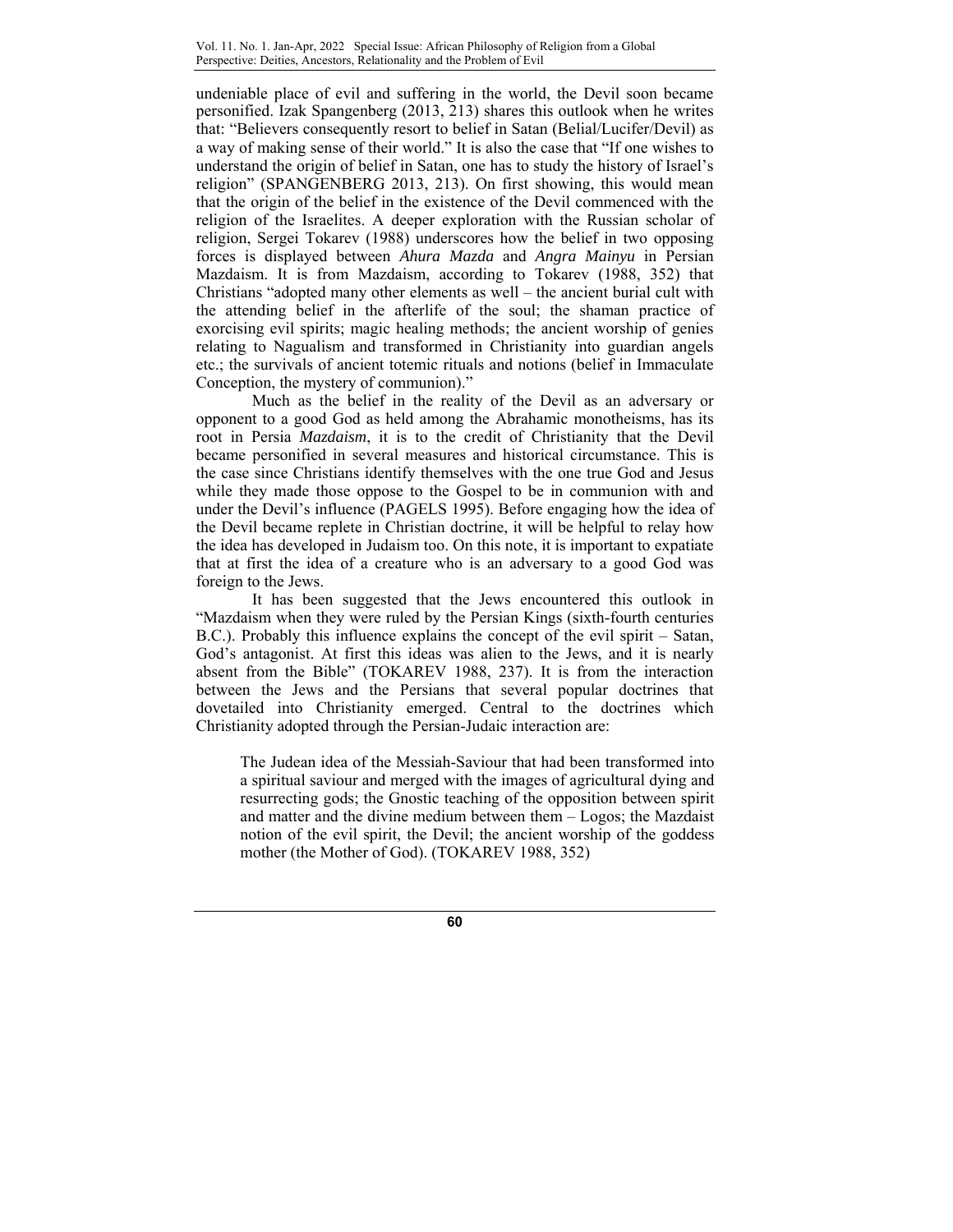undeniable place of evil and suffering in the world, the Devil soon became personified. Izak Spangenberg (2013, 213) shares this outlook when he writes that: "Believers consequently resort to belief in Satan (Belial/Lucifer/Devil) as a way of making sense of their world." It is also the case that "If one wishes to understand the origin of belief in Satan, one has to study the history of Israel's religion" (SPANGENBERG 2013, 213). On first showing, this would mean that the origin of the belief in the existence of the Devil commenced with the religion of the Israelites. A deeper exploration with the Russian scholar of religion, Sergei Tokarev (1988) underscores how the belief in two opposing forces is displayed between *Ahura Mazda* and *Angra Mainyu* in Persian Mazdaism. It is from Mazdaism, according to Tokarev (1988, 352) that Christians "adopted many other elements as well – the ancient burial cult with the attending belief in the afterlife of the soul; the shaman practice of exorcising evil spirits; magic healing methods; the ancient worship of genies relating to Nagualism and transformed in Christianity into guardian angels etc.; the survivals of ancient totemic rituals and notions (belief in Immaculate Conception, the mystery of communion)."

Much as the belief in the reality of the Devil as an adversary or opponent to a good God as held among the Abrahamic monotheisms, has its root in Persia *Mazdaism*, it is to the credit of Christianity that the Devil became personified in several measures and historical circumstance. This is the case since Christians identify themselves with the one true God and Jesus while they made those oppose to the Gospel to be in communion with and under the Devil's influence (PAGELS 1995). Before engaging how the idea of the Devil became replete in Christian doctrine, it will be helpful to relay how the idea has developed in Judaism too. On this note, it is important to expatiate that at first the idea of a creature who is an adversary to a good God was foreign to the Jews.

It has been suggested that the Jews encountered this outlook in "Mazdaism when they were ruled by the Persian Kings (sixth-fourth centuries B.C.). Probably this influence explains the concept of the evil spirit – Satan, God's antagonist. At first this ideas was alien to the Jews, and it is nearly absent from the Bible" (TOKAREV 1988, 237). It is from the interaction between the Jews and the Persians that several popular doctrines that dovetailed into Christianity emerged. Central to the doctrines which Christianity adopted through the Persian-Judaic interaction are:

> The Judean idea of the Messiah-Saviour that had been transformed into a spiritual saviour and merged with the images of agricultural dying and resurrecting gods; the Gnostic teaching of the opposition between spirit and matter and the divine medium between them – Logos; the Mazdaist notion of the evil spirit, the Devil; the ancient worship of the goddess mother (the Mother of God). (TOKAREV 1988, 352)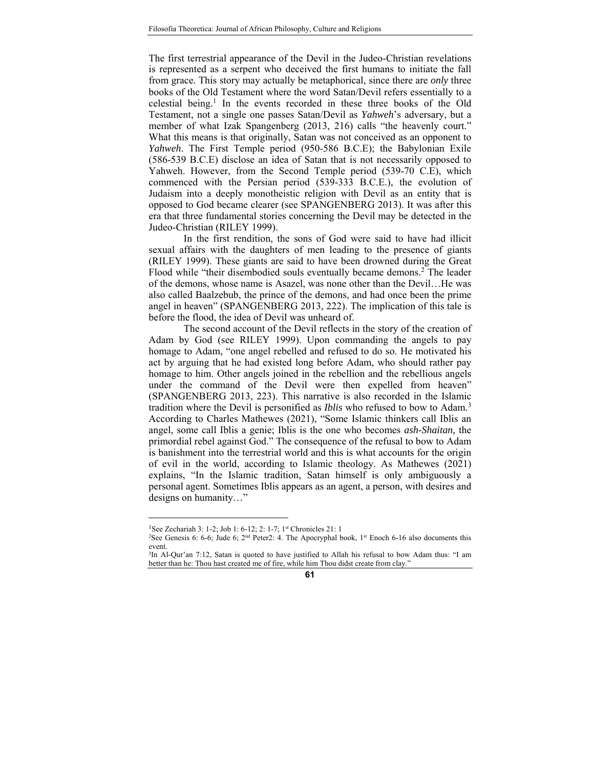The first terrestrial appearance of the Devil in the Judeo-Christian revelations is represented as a serpent who deceived the first humans to initiate the fall from grace. This story may actually be metaphorical, since there are *only* three books of the Old Testament where the word Satan/Devil refers essentially to a celestial being.[1] In the events recorded in these three books of the Old Testament, not a single one passes Satan/Devil as *Yahweh*'s adversary, but a member of what Izak Spangenberg (2013, 216) calls "the heavenly court." What this means is that originally, Satan was not conceived as an opponent to *Yahweh*. The First Temple period (950-586 B.C.E); the Babylonian Exile (586-539 B.C.E) disclose an idea of Satan that is not necessarily opposed to Yahweh. However, from the Second Temple period (539-70 C.E), which commenced with the Persian period (539-333 B.C.E.), the evolution of Judaism into a deeply monotheistic religion with Devil as an entity that is opposed to God became clearer (see SPANGENBERG 2013). It was after this era that three fundamental stories concerning the Devil may be detected in the Judeo-Christian (RILEY 1999).

In the first rendition, the sons of God were said to have had illicit sexual affairs with the daughters of men leading to the presence of giants (RILEY 1999). These giants are said to have been drowned during the Great Flood while "their disembodied souls eventually became demons.[2] The leader of the demons, whose name is Asazel, was none other than the Devil…He was also called Baalzebub, the prince of the demons, and had once been the prime angel in heaven" (SPANGENBERG 2013, 222). The implication of this tale is before the flood, the idea of Devil was unheard of.

The second account of the Devil reflects in the story of the creation of Adam by God (see RILEY 1999). Upon commanding the angels to pay homage to Adam, "one angel rebelled and refused to do so. He motivated his act by arguing that he had existed long before Adam, who should rather pay homage to him. Other angels joined in the rebellion and the rebellious angels under the command of the Devil were then expelled from heaven" (SPANGENBERG 2013, 223). This narrative is also recorded in the Islamic tradition where the Devil is personified as *Iblis* who refused to bow to Adam.[3] According to Charles Mathewes (2021), "Some Islamic thinkers call Iblis an angel, some call Iblis a genie; Iblis is the one who becomes *ash-Shaitan,* the primordial rebel against God." The consequence of the refusal to bow to Adam is banishment into the terrestrial world and this is what accounts for the origin of evil in the world, according to Islamic theology. As Mathewes (2021) explains, "In the Islamic tradition, Satan himself is only ambiguously a personal agent. Sometimes Iblis appears as an agent, a person, with desires and designs on humanity…"

---

[1]See Zechariah 3: 1-2; Job 1: 6-12; 2: 1-7; 1st Chronicles 21: 1

[2]See Genesis 6: 6-6; Jude 6; 2nd Peter2: 4. The Apocryphal book, 1st Enoch 6-16 also documents this event.

[3]In Al-Qur'an 7:12, Satan is quoted to have justified to Allah his refusal to bow Adam thus: "I am better than he: Thou hast created me of fire, while him Thou didst create from clay."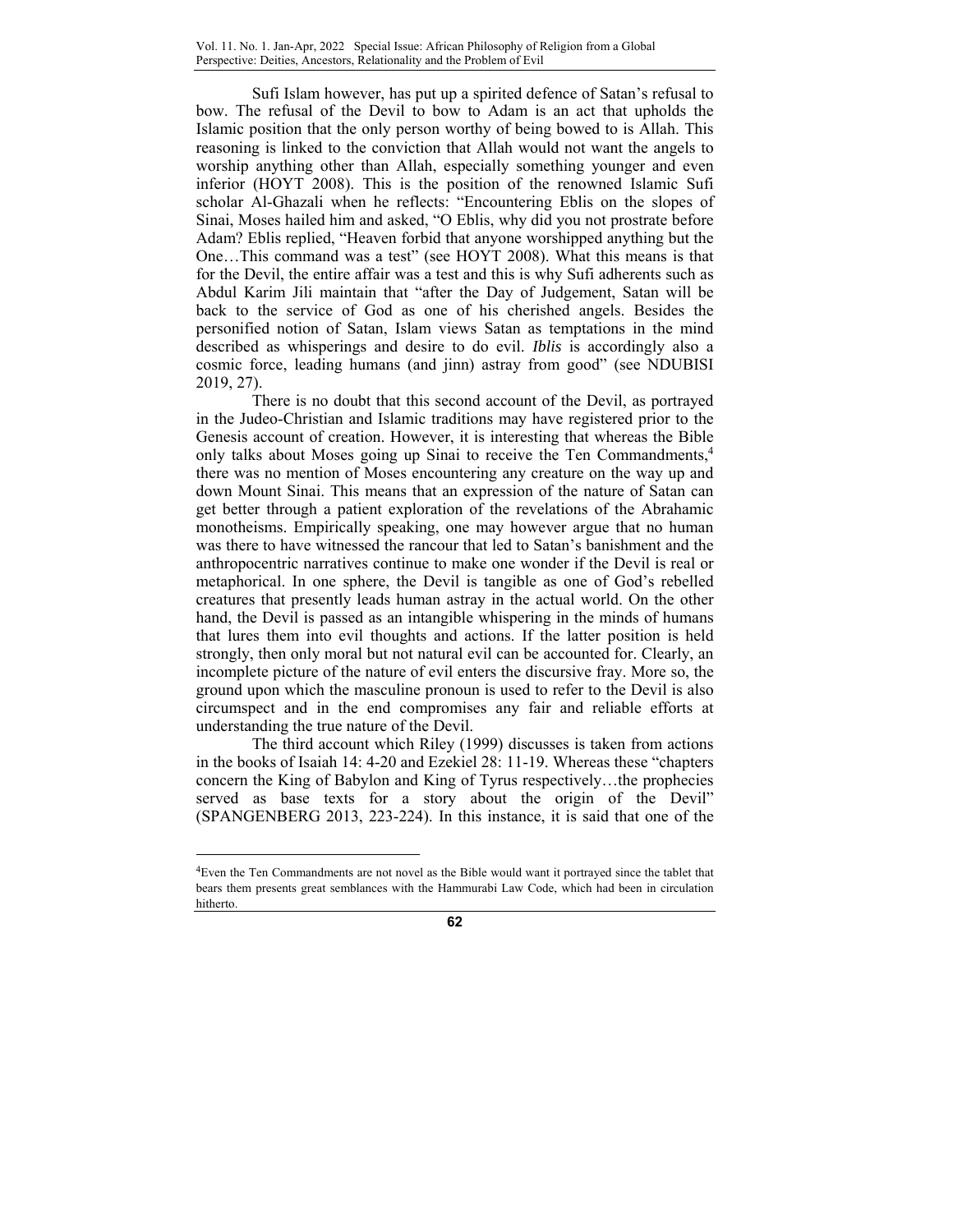Sufi Islam however, has put up a spirited defence of Satan's refusal to bow. The refusal of the Devil to bow to Adam is an act that upholds the Islamic position that the only person worthy of being bowed to is Allah. This reasoning is linked to the conviction that Allah would not want the angels to worship anything other than Allah, especially something younger and even inferior (HOYT 2008). This is the position of the renowned Islamic Sufi scholar Al-Ghazali when he reflects: "Encountering Eblis on the slopes of Sinai, Moses hailed him and asked, "O Eblis, why did you not prostrate before Adam? Eblis replied, "Heaven forbid that anyone worshipped anything but the One…This command was a test" (see HOYT 2008). What this means is that for the Devil, the entire affair was a test and this is why Sufi adherents such as Abdul Karim Jili maintain that "after the Day of Judgement, Satan will be back to the service of God as one of his cherished angels. Besides the personified notion of Satan, Islam views Satan as temptations in the mind described as whisperings and desire to do evil. *Iblis* is accordingly also a cosmic force, leading humans (and jinn) astray from good" (see NDUBISI 2019, 27).

There is no doubt that this second account of the Devil, as portrayed in the Judeo-Christian and Islamic traditions may have registered prior to the Genesis account of creation. However, it is interesting that whereas the Bible only talks about Moses going up Sinai to receive the Ten Commandments,[4] there was no mention of Moses encountering any creature on the way up and down Mount Sinai. This means that an expression of the nature of Satan can get better through a patient exploration of the revelations of the Abrahamic monotheisms. Empirically speaking, one may however argue that no human was there to have witnessed the rancour that led to Satan's banishment and the anthropocentric narratives continue to make one wonder if the Devil is real or metaphorical. In one sphere, the Devil is tangible as one of God's rebelled creatures that presently leads human astray in the actual world. On the other hand, the Devil is passed as an intangible whispering in the minds of humans that lures them into evil thoughts and actions. If the latter position is held strongly, then only moral but not natural evil can be accounted for. Clearly, an incomplete picture of the nature of evil enters the discursive fray. More so, the ground upon which the masculine pronoun is used to refer to the Devil is also circumspect and in the end compromises any fair and reliable efforts at understanding the true nature of the Devil.

The third account which Riley (1999) discusses is taken from actions in the books of Isaiah 14: 4-20 and Ezekiel 28: 11-19. Whereas these "chapters concern the King of Babylon and King of Tyrus respectively…the prophecies served as base texts for a story about the origin of the Devil" (SPANGENBERG 2013, 223-224). In this instance, it is said that one of the

[4]Even the Ten Commandments are not novel as the Bible would want it portrayed since the tablet that bears them presents great semblances with the Hammurabi Law Code, which had been in circulation hitherto.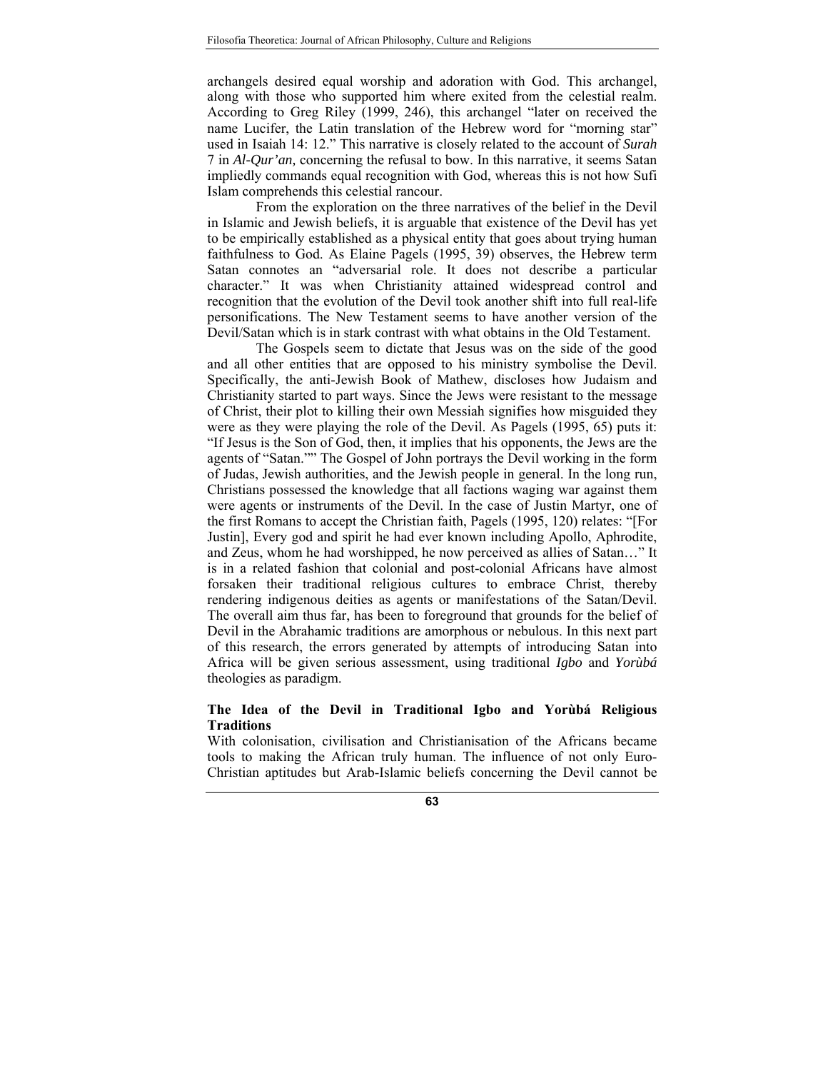archangels desired equal worship and adoration with God. This archangel, along with those who supported him where exited from the celestial realm. According to Greg Riley (1999, 246), this archangel "later on received the name Lucifer, the Latin translation of the Hebrew word for "morning star" used in Isaiah 14: 12." This narrative is closely related to the account of *Surah* 7 in *Al-Qur'an,* concerning the refusal to bow. In this narrative, it seems Satan impliedly commands equal recognition with God, whereas this is not how Sufi Islam comprehends this celestial rancour.

From the exploration on the three narratives of the belief in the Devil in Islamic and Jewish beliefs, it is arguable that existence of the Devil has yet to be empirically established as a physical entity that goes about trying human faithfulness to God. As Elaine Pagels (1995, 39) observes, the Hebrew term Satan connotes an "adversarial role. It does not describe a particular character." It was when Christianity attained widespread control and recognition that the evolution of the Devil took another shift into full real-life personifications. The New Testament seems to have another version of the Devil/Satan which is in stark contrast with what obtains in the Old Testament.

The Gospels seem to dictate that Jesus was on the side of the good and all other entities that are opposed to his ministry symbolise the Devil. Specifically, the anti-Jewish Book of Mathew, discloses how Judaism and Christianity started to part ways. Since the Jews were resistant to the message of Christ, their plot to killing their own Messiah signifies how misguided they were as they were playing the role of the Devil. As Pagels (1995, 65) puts it: "If Jesus is the Son of God, then, it implies that his opponents, the Jews are the agents of "Satan."" The Gospel of John portrays the Devil working in the form of Judas, Jewish authorities, and the Jewish people in general. In the long run, Christians possessed the knowledge that all factions waging war against them were agents or instruments of the Devil. In the case of Justin Martyr, one of the first Romans to accept the Christian faith, Pagels (1995, 120) relates: "[For Justin], Every god and spirit he had ever known including Apollo, Aphrodite, and Zeus, whom he had worshipped, he now perceived as allies of Satan…" It is in a related fashion that colonial and post-colonial Africans have almost forsaken their traditional religious cultures to embrace Christ, thereby rendering indigenous deities as agents or manifestations of the Satan/Devil. The overall aim thus far, has been to foreground that grounds for the belief of Devil in the Abrahamic traditions are amorphous or nebulous. In this next part of this research, the errors generated by attempts of introducing Satan into Africa will be given serious assessment, using traditional *Igbo* and *Yorùbá* theologies as paradigm.

## The Idea of the Devil in Traditional Igbo and Yorùbá Religious Traditions

With colonisation, civilisation and Christianisation of the Africans became tools to making the African truly human. The influence of not only Euro-Christian aptitudes but Arab-Islamic beliefs concerning the Devil cannot be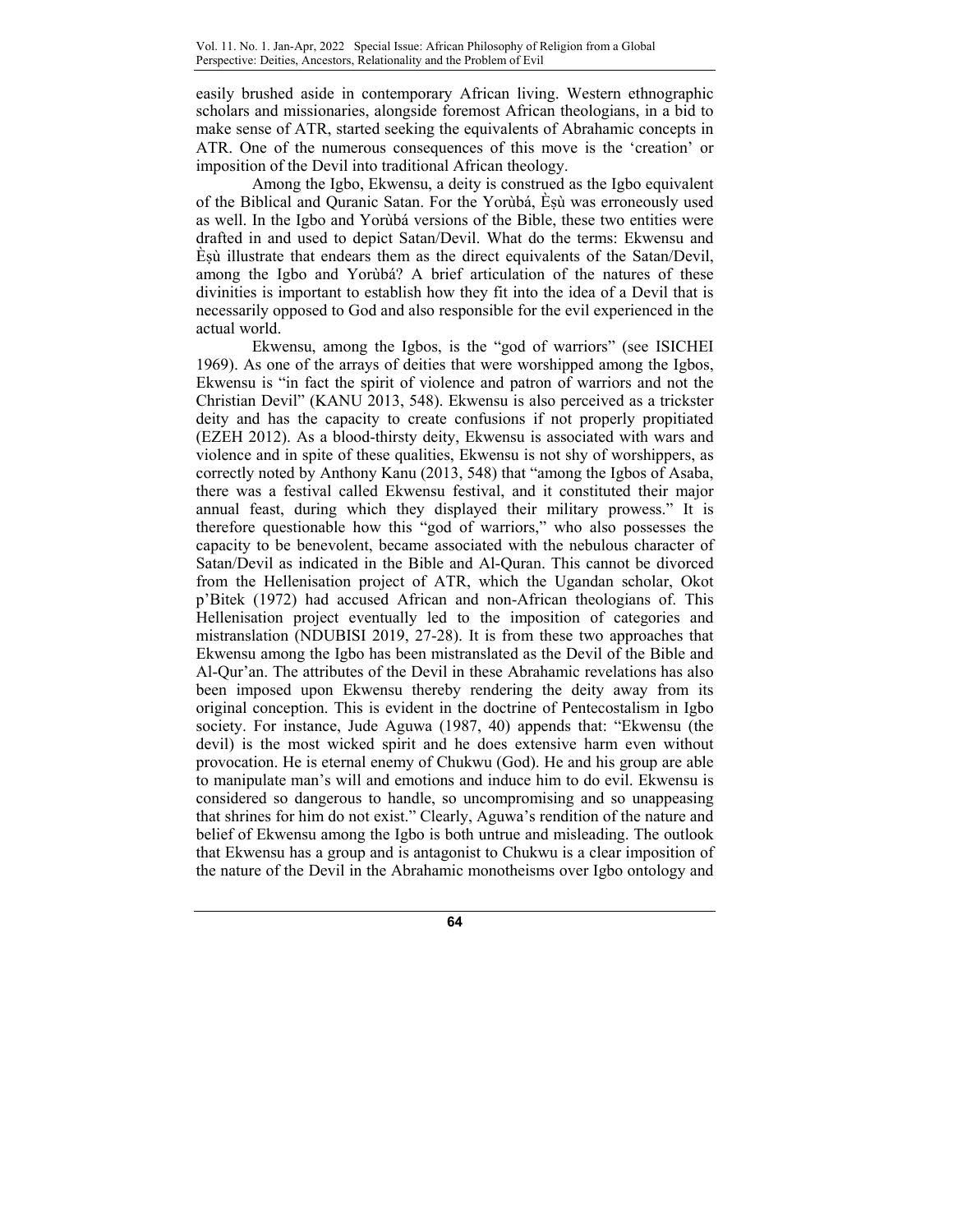easily brushed aside in contemporary African living. Western ethnographic scholars and missionaries, alongside foremost African theologians, in a bid to make sense of ATR, started seeking the equivalents of Abrahamic concepts in ATR. One of the numerous consequences of this move is the 'creation' or imposition of the Devil into traditional African theology.

Among the Igbo, Ekwensu, a deity is construed as the Igbo equivalent of the Biblical and Quranic Satan. For the Yorùbá, Èṣù was erroneously used as well. In the Igbo and Yorùbá versions of the Bible, these two entities were drafted in and used to depict Satan/Devil. What do the terms: Ekwensu and Èṣù illustrate that endears them as the direct equivalents of the Satan/Devil, among the Igbo and Yorùbá? A brief articulation of the natures of these divinities is important to establish how they fit into the idea of a Devil that is necessarily opposed to God and also responsible for the evil experienced in the actual world.

Ekwensu, among the Igbos, is the "god of warriors" (see ISICHEI 1969). As one of the arrays of deities that were worshipped among the Igbos, Ekwensu is "in fact the spirit of violence and patron of warriors and not the Christian Devil" (KANU 2013, 548). Ekwensu is also perceived as a trickster deity and has the capacity to create confusions if not properly propitiated (EZEH 2012). As a blood-thirsty deity, Ekwensu is associated with wars and violence and in spite of these qualities, Ekwensu is not shy of worshippers, as correctly noted by Anthony Kanu (2013, 548) that "among the Igbos of Asaba, there was a festival called Ekwensu festival, and it constituted their major annual feast, during which they displayed their military prowess." It is therefore questionable how this "god of warriors," who also possesses the capacity to be benevolent, became associated with the nebulous character of Satan/Devil as indicated in the Bible and Al-Quran. This cannot be divorced from the Hellenisation project of ATR, which the Ugandan scholar, Okot p'Bitek (1972) had accused African and non-African theologians of. This Hellenisation project eventually led to the imposition of categories and mistranslation (NDUBISI 2019, 27-28). It is from these two approaches that Ekwensu among the Igbo has been mistranslated as the Devil of the Bible and Al-Qur'an. The attributes of the Devil in these Abrahamic revelations has also been imposed upon Ekwensu thereby rendering the deity away from its original conception. This is evident in the doctrine of Pentecostalism in Igbo society. For instance, Jude Aguwa (1987, 40) appends that: "Ekwensu (the devil) is the most wicked spirit and he does extensive harm even without provocation. He is eternal enemy of Chukwu (God). He and his group are able to manipulate man's will and emotions and induce him to do evil. Ekwensu is considered so dangerous to handle, so uncompromising and so unappeasing that shrines for him do not exist." Clearly, Aguwa's rendition of the nature and belief of Ekwensu among the Igbo is both untrue and misleading. The outlook that Ekwensu has a group and is antagonist to Chukwu is a clear imposition of the nature of the Devil in the Abrahamic monotheisms over Igbo ontology and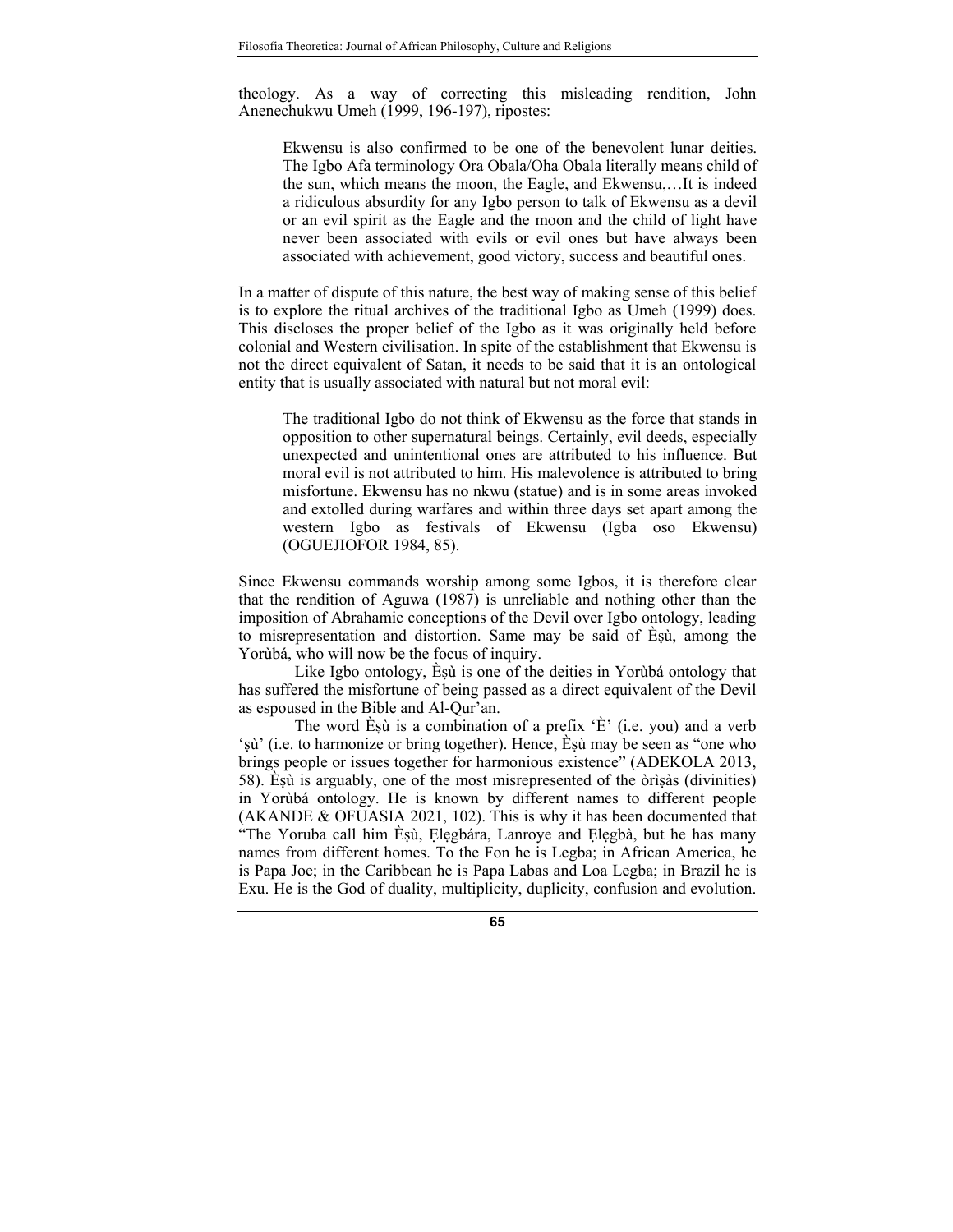theology. As a way of correcting this misleading rendition, John Anenechukwu Umeh (1999, 196-197), ripostes:

> Ekwensu is also confirmed to be one of the benevolent lunar deities. The Igbo Afa terminology Ora Obala/Oha Obala literally means child of the sun, which means the moon, the Eagle, and Ekwensu,…It is indeed a ridiculous absurdity for any Igbo person to talk of Ekwensu as a devil or an evil spirit as the Eagle and the moon and the child of light have never been associated with evils or evil ones but have always been associated with achievement, good victory, success and beautiful ones.

In a matter of dispute of this nature, the best way of making sense of this belief is to explore the ritual archives of the traditional Igbo as Umeh (1999) does. This discloses the proper belief of the Igbo as it was originally held before colonial and Western civilisation. In spite of the establishment that Ekwensu is not the direct equivalent of Satan, it needs to be said that it is an ontological entity that is usually associated with natural but not moral evil:

> The traditional Igbo do not think of Ekwensu as the force that stands in opposition to other supernatural beings. Certainly, evil deeds, especially unexpected and unintentional ones are attributed to his influence. But moral evil is not attributed to him. His malevolence is attributed to bring misfortune. Ekwensu has no nkwu (statue) and is in some areas invoked and extolled during warfares and within three days set apart among the western Igbo as festivals of Ekwensu (Igba oso Ekwensu) (OGUEJIOFOR 1984, 85).

Since Ekwensu commands worship among some Igbos, it is therefore clear that the rendition of Aguwa (1987) is unreliable and nothing other than the imposition of Abrahamic conceptions of the Devil over Igbo ontology, leading to misrepresentation and distortion. Same may be said of Èṣù, among the Yorùbá, who will now be the focus of inquiry.

Like Igbo ontology, Èṣù is one of the deities in Yorùbá ontology that has suffered the misfortune of being passed as a direct equivalent of the Devil as espoused in the Bible and Al-Qur'an.

The word Èṣù is a combination of a prefix 'È' (i.e. you) and a verb 'ṣù' (i.e. to harmonize or bring together). Hence, Èṣù may be seen as "one who brings people or issues together for harmonious existence" (ADEKOLA 2013, 58). Èṣù is arguably, one of the most misrepresented of the òrìṣàs (divinities) in Yorùbá ontology. He is known by different names to different people (AKANDE & OFUASIA 2021, 102). This is why it has been documented that "The Yoruba call him Èṣù, Ẹlẹgbára, Lanroye and Ẹlẹgbà, but he has many names from different homes. To the Fon he is Legba; in African America, he is Papa Joe; in the Caribbean he is Papa Labas and Loa Legba; in Brazil he is Exu. He is the God of duality, multiplicity, duplicity, confusion and evolution.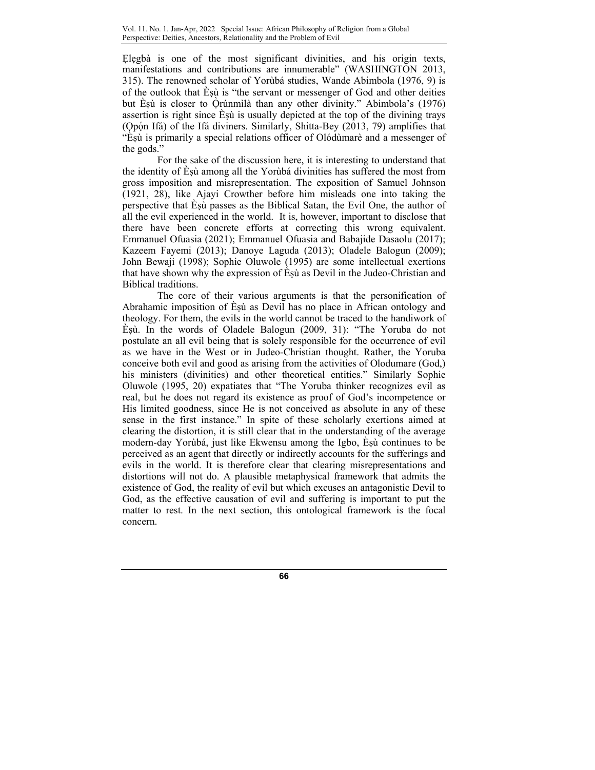Ẹlẹgbà is one of the most significant divinities, and his origin texts, manifestations and contributions are innumerable" (WASHINGTON 2013, 315). The renowned scholar of Yorùbá studies, Wande Abimbola (1976, 9) is of the outlook that Èṣù is "the servant or messenger of God and other deities but Èṣù is closer to Ọ̀rúnmìlà than any other divinity." Abimbola's (1976) assertion is right since Èṣù is usually depicted at the top of the divining trays (Ọpọ́n Ifá) of the Ifá diviners. Similarly, Shitta-Bey (2013, 79) amplifies that "Èṣù is primarily a special relations officer of Olódùmarè and a messenger of the gods."

For the sake of the discussion here, it is interesting to understand that the identity of Èṣù among all the Yorùbá divinities has suffered the most from gross imposition and misrepresentation. The exposition of Samuel Johnson (1921, 28), like Ajayi Crowther before him misleads one into taking the perspective that Èṣù passes as the Biblical Satan, the Evil One, the author of all the evil experienced in the world. It is, however, important to disclose that there have been concrete efforts at correcting this wrong equivalent. Emmanuel Ofuasia (2021); Emmanuel Ofuasia and Babajide Dasaolu (2017); Kazeem Fayemi (2013); Danoye Laguda (2013); Oladele Balogun (2009); John Bewaji (1998); Sophie Oluwole (1995) are some intellectual exertions that have shown why the expression of Èṣù as Devil in the Judeo-Christian and Biblical traditions.

The core of their various arguments is that the personification of Abrahamic imposition of Èṣù as Devil has no place in African ontology and theology. For them, the evils in the world cannot be traced to the handiwork of Èṣù. In the words of Oladele Balogun (2009, 31): "The Yoruba do not postulate an all evil being that is solely responsible for the occurrence of evil as we have in the West or in Judeo-Christian thought. Rather, the Yoruba conceive both evil and good as arising from the activities of Olodumare (God,) his ministers (divinities) and other theoretical entities." Similarly Sophie Oluwole (1995, 20) expatiates that "The Yoruba thinker recognizes evil as real, but he does not regard its existence as proof of God's incompetence or His limited goodness, since He is not conceived as absolute in any of these sense in the first instance." In spite of these scholarly exertions aimed at clearing the distortion, it is still clear that in the understanding of the average modern-day Yorùbá, just like Ekwensu among the Igbo, Èṣù continues to be perceived as an agent that directly or indirectly accounts for the sufferings and evils in the world. It is therefore clear that clearing misrepresentations and distortions will not do. A plausible metaphysical framework that admits the existence of God, the reality of evil but which excuses an antagonistic Devil to God, as the effective causation of evil and suffering is important to put the matter to rest. In the next section, this ontological framework is the focal concern.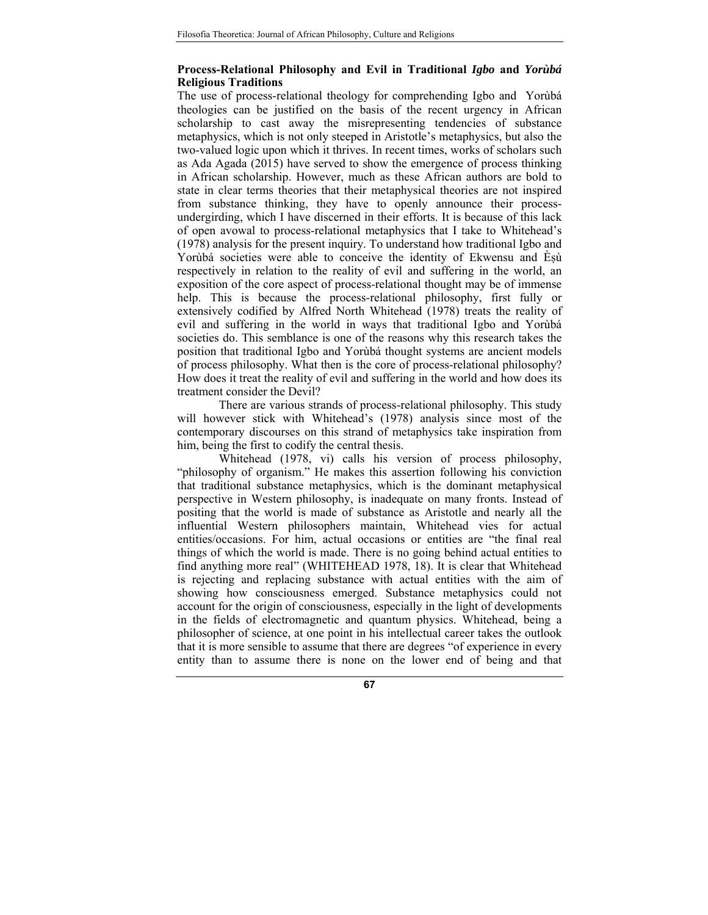**Process-Relational Philosophy and Evil in Traditional *Igbo* and *Yorùbá* Religious Traditions**

The use of process-relational theology for comprehending Igbo and Yorùbá theologies can be justified on the basis of the recent urgency in African scholarship to cast away the misrepresenting tendencies of substance metaphysics, which is not only steeped in Aristotle's metaphysics, but also the two-valued logic upon which it thrives. In recent times, works of scholars such as Ada Agada (2015) have served to show the emergence of process thinking in African scholarship. However, much as these African authors are bold to state in clear terms theories that their metaphysical theories are not inspired from substance thinking, they have to openly announce their process-undergirding, which I have discerned in their efforts. It is because of this lack of open avowal to process-relational metaphysics that I take to Whitehead's (1978) analysis for the present inquiry. To understand how traditional Igbo and Yorùbá societies were able to conceive the identity of Ekwensu and Èṣù respectively in relation to the reality of evil and suffering in the world, an exposition of the core aspect of process-relational thought may be of immense help. This is because the process-relational philosophy, first fully or extensively codified by Alfred North Whitehead (1978) treats the reality of evil and suffering in the world in ways that traditional Igbo and Yorùbá societies do. This semblance is one of the reasons why this research takes the position that traditional Igbo and Yorùbá thought systems are ancient models of process philosophy. What then is the core of process-relational philosophy? How does it treat the reality of evil and suffering in the world and how does its treatment consider the Devil?

There are various strands of process-relational philosophy. This study will however stick with Whitehead's (1978) analysis since most of the contemporary discourses on this strand of metaphysics take inspiration from him, being the first to codify the central thesis.

Whitehead (1978, vi) calls his version of process philosophy, "philosophy of organism." He makes this assertion following his conviction that traditional substance metaphysics, which is the dominant metaphysical perspective in Western philosophy, is inadequate on many fronts. Instead of positing that the world is made of substance as Aristotle and nearly all the influential Western philosophers maintain, Whitehead vies for actual entities/occasions. For him, actual occasions or entities are "the final real things of which the world is made. There is no going behind actual entities to find anything more real" (WHITEHEAD 1978, 18). It is clear that Whitehead is rejecting and replacing substance with actual entities with the aim of showing how consciousness emerged. Substance metaphysics could not account for the origin of consciousness, especially in the light of developments in the fields of electromagnetic and quantum physics. Whitehead, being a philosopher of science, at one point in his intellectual career takes the outlook that it is more sensible to assume that there are degrees "of experience in every entity than to assume there is none on the lower end of being and that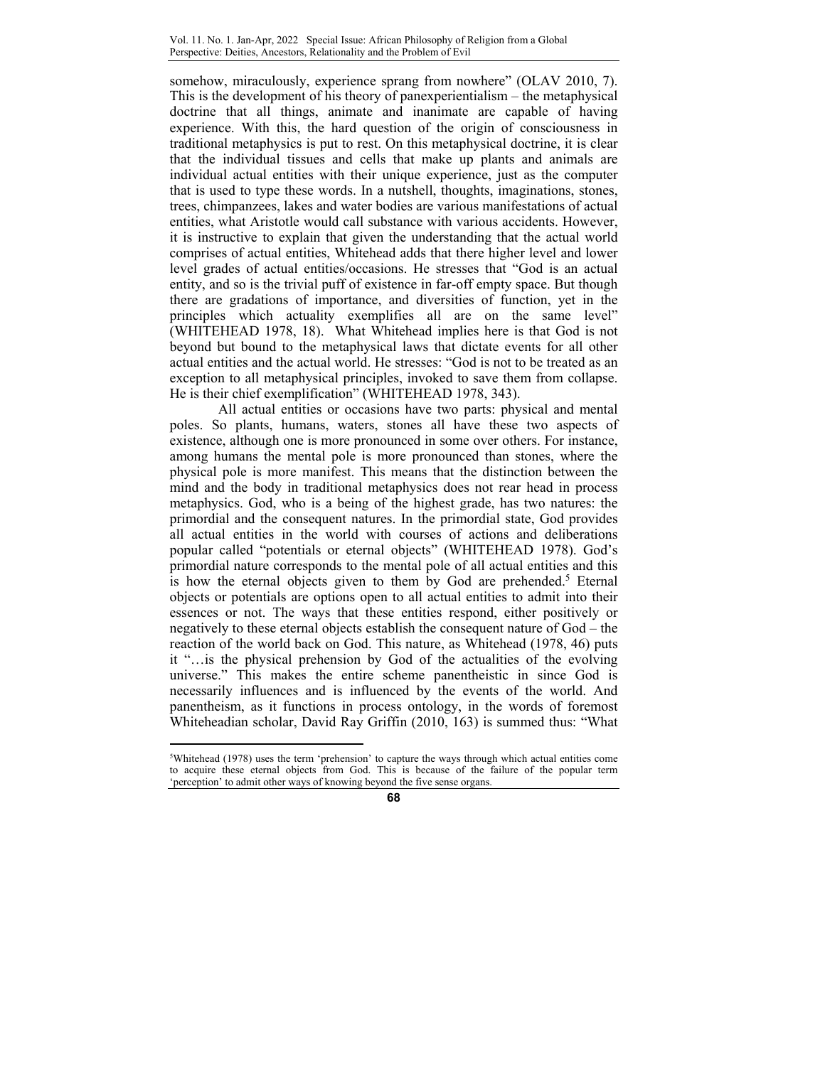somehow, miraculously, experience sprang from nowhere" (OLAV 2010, 7). This is the development of his theory of panexperientialism – the metaphysical doctrine that all things, animate and inanimate are capable of having experience. With this, the hard question of the origin of consciousness in traditional metaphysics is put to rest. On this metaphysical doctrine, it is clear that the individual tissues and cells that make up plants and animals are individual actual entities with their unique experience, just as the computer that is used to type these words. In a nutshell, thoughts, imaginations, stones, trees, chimpanzees, lakes and water bodies are various manifestations of actual entities, what Aristotle would call substance with various accidents. However, it is instructive to explain that given the understanding that the actual world comprises of actual entities, Whitehead adds that there higher level and lower level grades of actual entities/occasions. He stresses that "God is an actual entity, and so is the trivial puff of existence in far-off empty space. But though there are gradations of importance, and diversities of function, yet in the principles which actuality exemplifies all are on the same level" (WHITEHEAD 1978, 18). What Whitehead implies here is that God is not beyond but bound to the metaphysical laws that dictate events for all other actual entities and the actual world. He stresses: "God is not to be treated as an exception to all metaphysical principles, invoked to save them from collapse. He is their chief exemplification" (WHITEHEAD 1978, 343).

All actual entities or occasions have two parts: physical and mental poles. So plants, humans, waters, stones all have these two aspects of existence, although one is more pronounced in some over others. For instance, among humans the mental pole is more pronounced than stones, where the physical pole is more manifest. This means that the distinction between the mind and the body in traditional metaphysics does not rear head in process metaphysics. God, who is a being of the highest grade, has two natures: the primordial and the consequent natures. In the primordial state, God provides all actual entities in the world with courses of actions and deliberations popular called "potentials or eternal objects" (WHITEHEAD 1978). God's primordial nature corresponds to the mental pole of all actual entities and this is how the eternal objects given to them by God are prehended.[5] Eternal objects or potentials are options open to all actual entities to admit into their essences or not. The ways that these entities respond, either positively or negatively to these eternal objects establish the consequent nature of God – the reaction of the world back on God. This nature, as Whitehead (1978, 46) puts it "…is the physical prehension by God of the actualities of the evolving universe." This makes the entire scheme panentheistic in since God is necessarily influences and is influenced by the events of the world. And panentheism, as it functions in process ontology, in the words of foremost Whiteheadian scholar, David Ray Griffin (2010, 163) is summed thus: "What

[5]Whitehead (1978) uses the term 'prehension' to capture the ways through which actual entities come to acquire these eternal objects from God. This is because of the failure of the popular term 'perception' to admit other ways of knowing beyond the five sense organs.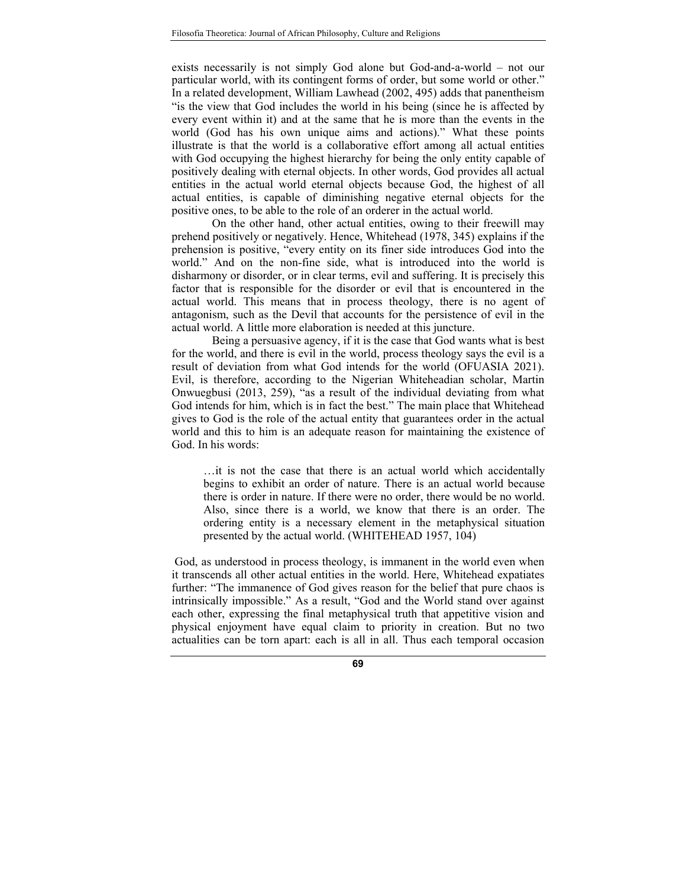exists necessarily is not simply God alone but God-and-a-world – not our particular world, with its contingent forms of order, but some world or other." In a related development, William Lawhead (2002, 495) adds that panentheism "is the view that God includes the world in his being (since he is affected by every event within it) and at the same that he is more than the events in the world (God has his own unique aims and actions)." What these points illustrate is that the world is a collaborative effort among all actual entities with God occupying the highest hierarchy for being the only entity capable of positively dealing with eternal objects. In other words, God provides all actual entities in the actual world eternal objects because God, the highest of all actual entities, is capable of diminishing negative eternal objects for the positive ones, to be able to the role of an orderer in the actual world.

On the other hand, other actual entities, owing to their freewill may prehend positively or negatively. Hence, Whitehead (1978, 345) explains if the prehension is positive, "every entity on its finer side introduces God into the world." And on the non-fine side, what is introduced into the world is disharmony or disorder, or in clear terms, evil and suffering. It is precisely this factor that is responsible for the disorder or evil that is encountered in the actual world. This means that in process theology, there is no agent of antagonism, such as the Devil that accounts for the persistence of evil in the actual world. A little more elaboration is needed at this juncture.

Being a persuasive agency, if it is the case that God wants what is best for the world, and there is evil in the world, process theology says the evil is a result of deviation from what God intends for the world (OFUASIA 2021). Evil, is therefore, according to the Nigerian Whiteheadian scholar, Martin Onwuegbusi (2013, 259), "as a result of the individual deviating from what God intends for him, which is in fact the best." The main place that Whitehead gives to God is the role of the actual entity that guarantees order in the actual world and this to him is an adequate reason for maintaining the existence of God. In his words:

> …it is not the case that there is an actual world which accidentally begins to exhibit an order of nature. There is an actual world because there is order in nature. If there were no order, there would be no world. Also, since there is a world, we know that there is an order. The ordering entity is a necessary element in the metaphysical situation presented by the actual world. (WHITEHEAD 1957, 104)

God, as understood in process theology, is immanent in the world even when it transcends all other actual entities in the world. Here, Whitehead expatiates further: "The immanence of God gives reason for the belief that pure chaos is intrinsically impossible." As a result, "God and the World stand over against each other, expressing the final metaphysical truth that appetitive vision and physical enjoyment have equal claim to priority in creation. But no two actualities can be torn apart: each is all in all. Thus each temporal occasion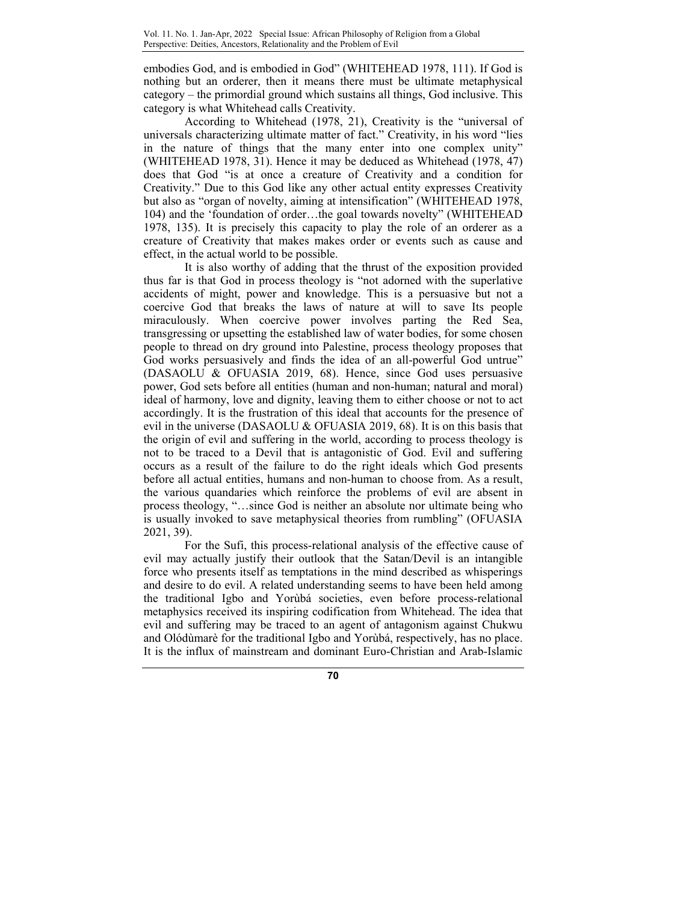embodies God, and is embodied in God" (WHITEHEAD 1978, 111). If God is nothing but an orderer, then it means there must be ultimate metaphysical category – the primordial ground which sustains all things, God inclusive. This category is what Whitehead calls Creativity.

According to Whitehead (1978, 21), Creativity is the "universal of universals characterizing ultimate matter of fact." Creativity, in his word "lies in the nature of things that the many enter into one complex unity" (WHITEHEAD 1978, 31). Hence it may be deduced as Whitehead (1978, 47) does that God "is at once a creature of Creativity and a condition for Creativity." Due to this God like any other actual entity expresses Creativity but also as "organ of novelty, aiming at intensification" (WHITEHEAD 1978, 104) and the 'foundation of order…the goal towards novelty" (WHITEHEAD 1978, 135). It is precisely this capacity to play the role of an orderer as a creature of Creativity that makes makes order or events such as cause and effect, in the actual world to be possible.

It is also worthy of adding that the thrust of the exposition provided thus far is that God in process theology is "not adorned with the superlative accidents of might, power and knowledge. This is a persuasive but not a coercive God that breaks the laws of nature at will to save Its people miraculously. When coercive power involves parting the Red Sea, transgressing or upsetting the established law of water bodies, for some chosen people to thread on dry ground into Palestine, process theology proposes that God works persuasively and finds the idea of an all-powerful God untrue" (DASAOLU & OFUASIA 2019, 68). Hence, since God uses persuasive power, God sets before all entities (human and non-human; natural and moral) ideal of harmony, love and dignity, leaving them to either choose or not to act accordingly. It is the frustration of this ideal that accounts for the presence of evil in the universe (DASAOLU & OFUASIA 2019, 68). It is on this basis that the origin of evil and suffering in the world, according to process theology is not to be traced to a Devil that is antagonistic of God. Evil and suffering occurs as a result of the failure to do the right ideals which God presents before all actual entities, humans and non-human to choose from. As a result, the various quandaries which reinforce the problems of evil are absent in process theology, "…since God is neither an absolute nor ultimate being who is usually invoked to save metaphysical theories from rumbling" (OFUASIA 2021, 39).

For the Sufi, this process-relational analysis of the effective cause of evil may actually justify their outlook that the Satan/Devil is an intangible force who presents itself as temptations in the mind described as whisperings and desire to do evil. A related understanding seems to have been held among the traditional Igbo and Yorùbá societies, even before process-relational metaphysics received its inspiring codification from Whitehead. The idea that evil and suffering may be traced to an agent of antagonism against Chukwu and Olódùmarè for the traditional Igbo and Yorùbá, respectively, has no place. It is the influx of mainstream and dominant Euro-Christian and Arab-Islamic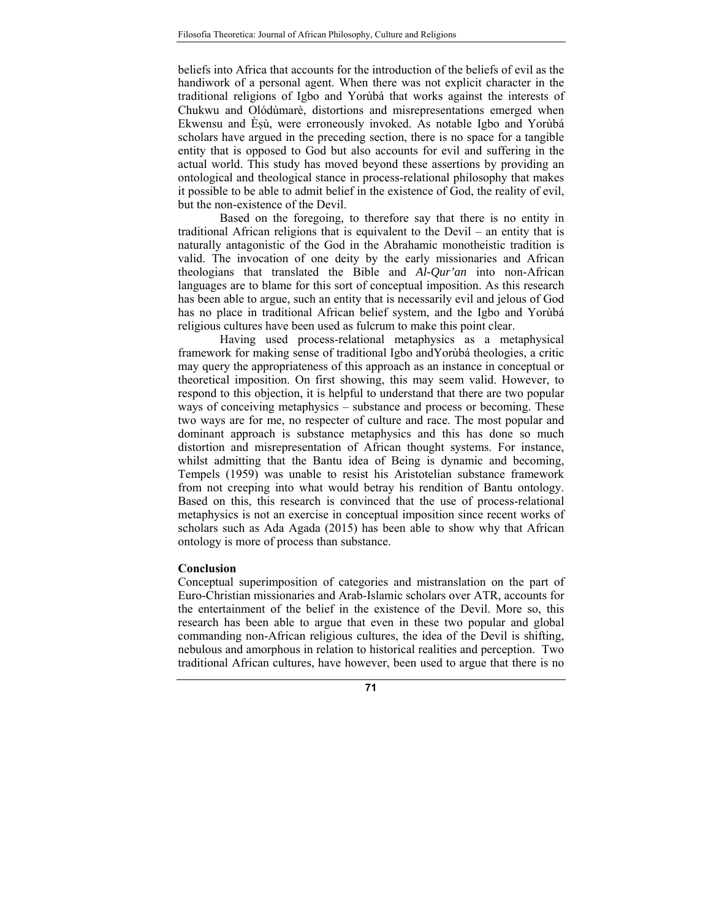beliefs into Africa that accounts for the introduction of the beliefs of evil as the handiwork of a personal agent. When there was not explicit character in the traditional religions of Igbo and Yorùbá that works against the interests of Chukwu and Olódùmarè, distortions and misrepresentations emerged when Ekwensu and Èṣù, were erroneously invoked. As notable Igbo and Yorùbá scholars have argued in the preceding section, there is no space for a tangible entity that is opposed to God but also accounts for evil and suffering in the actual world. This study has moved beyond these assertions by providing an ontological and theological stance in process-relational philosophy that makes it possible to be able to admit belief in the existence of God, the reality of evil, but the non-existence of the Devil.

Based on the foregoing, to therefore say that there is no entity in traditional African religions that is equivalent to the Devil – an entity that is naturally antagonistic of the God in the Abrahamic monotheistic tradition is valid. The invocation of one deity by the early missionaries and African theologians that translated the Bible and *Al-Qur'an* into non-African languages are to blame for this sort of conceptual imposition. As this research has been able to argue, such an entity that is necessarily evil and jelous of God has no place in traditional African belief system, and the Igbo and Yorùbá religious cultures have been used as fulcrum to make this point clear.

Having used process-relational metaphysics as a metaphysical framework for making sense of traditional Igbo andYorùbá theologies, a critic may query the appropriateness of this approach as an instance in conceptual or theoretical imposition. On first showing, this may seem valid. However, to respond to this objection, it is helpful to understand that there are two popular ways of conceiving metaphysics – substance and process or becoming. These two ways are for me, no respecter of culture and race. The most popular and dominant approach is substance metaphysics and this has done so much distortion and misrepresentation of African thought systems. For instance, whilst admitting that the Bantu idea of Being is dynamic and becoming, Tempels (1959) was unable to resist his Aristotelian substance framework from not creeping into what would betray his rendition of Bantu ontology. Based on this, this research is convinced that the use of process-relational metaphysics is not an exercise in conceptual imposition since recent works of scholars such as Ada Agada (2015) has been able to show why that African ontology is more of process than substance.

**Conclusion**

Conceptual superimposition of categories and mistranslation on the part of Euro-Christian missionaries and Arab-Islamic scholars over ATR, accounts for the entertainment of the belief in the existence of the Devil. More so, this research has been able to argue that even in these two popular and global commanding non-African religious cultures, the idea of the Devil is shifting, nebulous and amorphous in relation to historical realities and perception. Two traditional African cultures, have however, been used to argue that there is no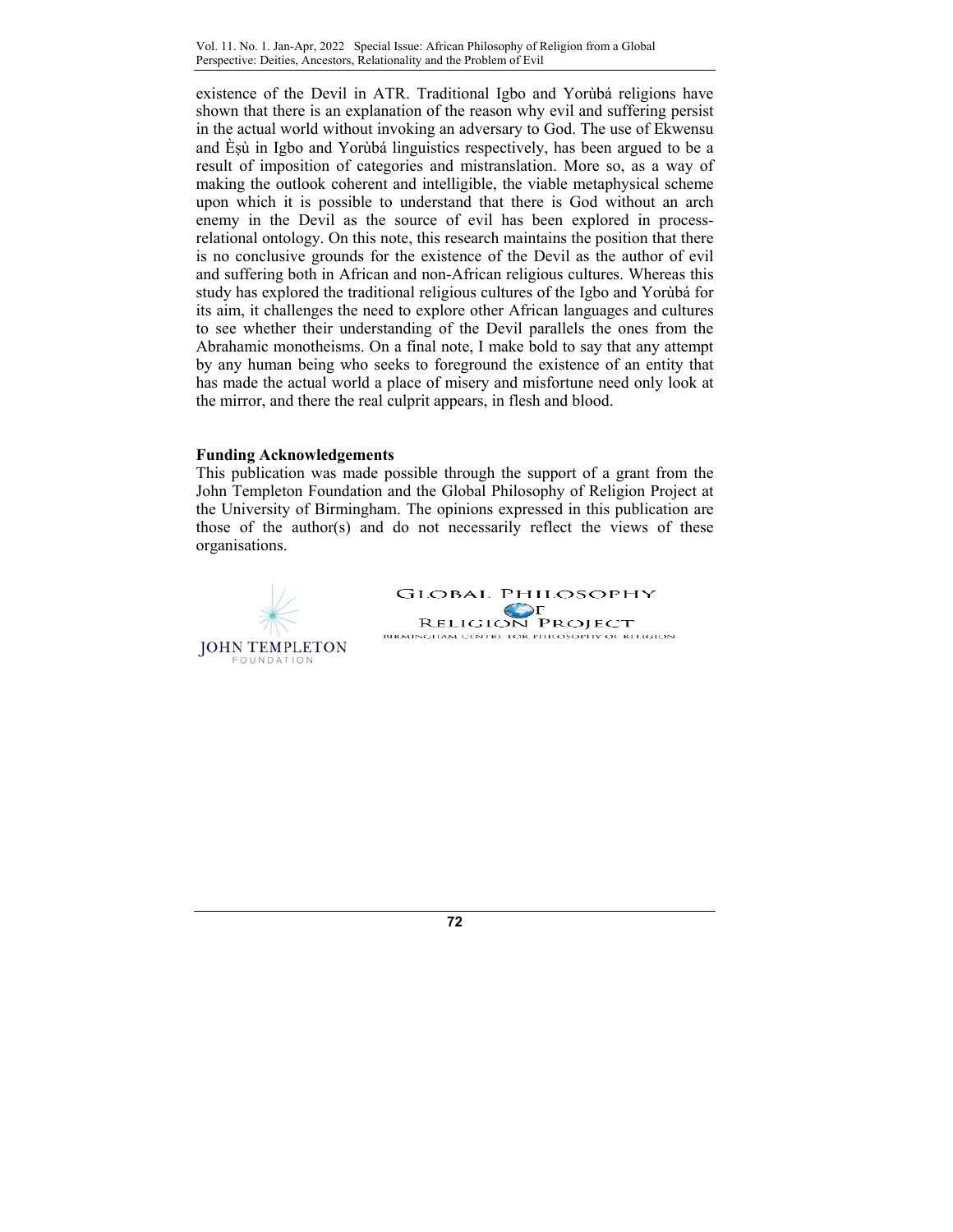existence of the Devil in ATR. Traditional Igbo and Yorùbá religions have shown that there is an explanation of the reason why evil and suffering persist in the actual world without invoking an adversary to God. The use of Ekwensu and Èṣù in Igbo and Yorùbá linguistics respectively, has been argued to be a result of imposition of categories and mistranslation. More so, as a way of making the outlook coherent and intelligible, the viable metaphysical scheme upon which it is possible to understand that there is God without an arch enemy in the Devil as the source of evil has been explored in process-relational ontology. On this note, this research maintains the position that there is no conclusive grounds for the existence of the Devil as the author of evil and suffering both in African and non-African religious cultures. Whereas this study has explored the traditional religious cultures of the Igbo and Yorùbá for its aim, it challenges the need to explore other African languages and cultures to see whether their understanding of the Devil parallels the ones from the Abrahamic monotheisms. On a final note, I make bold to say that any attempt by any human being who seeks to foreground the existence of an entity that has made the actual world a place of misery and misfortune need only look at the mirror, and there the real culprit appears, in flesh and blood.

**Funding Acknowledgements**

This publication was made possible through the support of a grant from the John Templeton Foundation and the Global Philosophy of Religion Project at the University of Birmingham. The opinions expressed in this publication are those of the author(s) and do not necessarily reflect the views of these organisations.

JOHN TEMPLETON FOUNDATION

GLOBAL PHILOSOPHY OF RELIGION PROJECT
BIRMINGHAM CENTRE FOR PHILOSOPHY OF RELIGION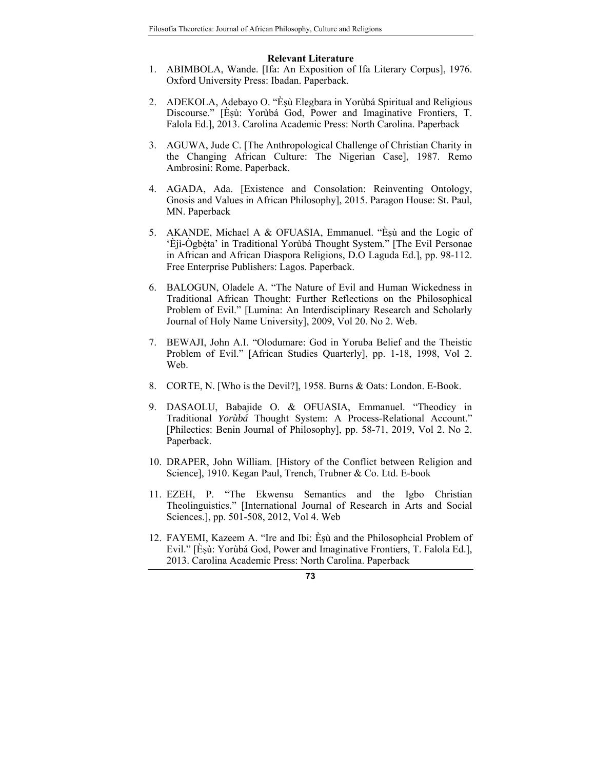**Relevant Literature**

1. ABIMBOLA, Wande. [Ifa: An Exposition of Ifa Literary Corpus], 1976. Oxford University Press: Ibadan. Paperback.

2. ADEKOLA, Adebayo O. "Èṣù Elegbara in Yorùbá Spiritual and Religious Discourse." [Èṣù: Yorùbá God, Power and Imaginative Frontiers, T. Falola Ed.], 2013. Carolina Academic Press: North Carolina. Paperback

3. AGUWA, Jude C. [The Anthropological Challenge of Christian Charity in the Changing African Culture: The Nigerian Case], 1987. Remo Ambrosini: Rome. Paperback.

4. AGADA, Ada. [Existence and Consolation: Reinventing Ontology, Gnosis and Values in African Philosophy], 2015. Paragon House: St. Paul, MN. Paperback

5. AKANDE, Michael A & OFUASIA, Emmanuel. "Èṣù and the Logic of 'Èjì-Ògbèṭa' in Traditional Yorùbá Thought System." [The Evil Personae in African and African Diaspora Religions, D.O Laguda Ed.], pp. 98-112. Free Enterprise Publishers: Lagos. Paperback.

6. BALOGUN, Oladele A. "The Nature of Evil and Human Wickedness in Traditional African Thought: Further Reflections on the Philosophical Problem of Evil." [Lumina: An Interdisciplinary Research and Scholarly Journal of Holy Name University], 2009, Vol 20. No 2. Web.

7. BEWAJI, John A.I. "Olodumare: God in Yoruba Belief and the Theistic Problem of Evil." [African Studies Quarterly], pp. 1-18, 1998, Vol 2. Web.

8. CORTE, N. [Who is the Devil?], 1958. Burns & Oats: London. E-Book.

9. DASAOLU, Babajide O. & OFUASIA, Emmanuel. "Theodicy in Traditional *Yorùbá* Thought System: A Process-Relational Account." [Philectics: Benin Journal of Philosophy], pp. 58-71, 2019, Vol 2. No 2. Paperback.

10. DRAPER, John William. [History of the Conflict between Religion and Science], 1910. Kegan Paul, Trench, Trubner & Co. Ltd. E-book

11. EZEH, P. "The Ekwensu Semantics and the Igbo Christian Theolinguistics." [International Journal of Research in Arts and Social Sciences.], pp. 501-508, 2012, Vol 4. Web

12. FAYEMI, Kazeem A. "Ire and Ibi: Èṣù and the Philosophcial Problem of Evil." [Èṣù: Yorùbá God, Power and Imaginative Frontiers, T. Falola Ed.], 2013. Carolina Academic Press: North Carolina. Paperback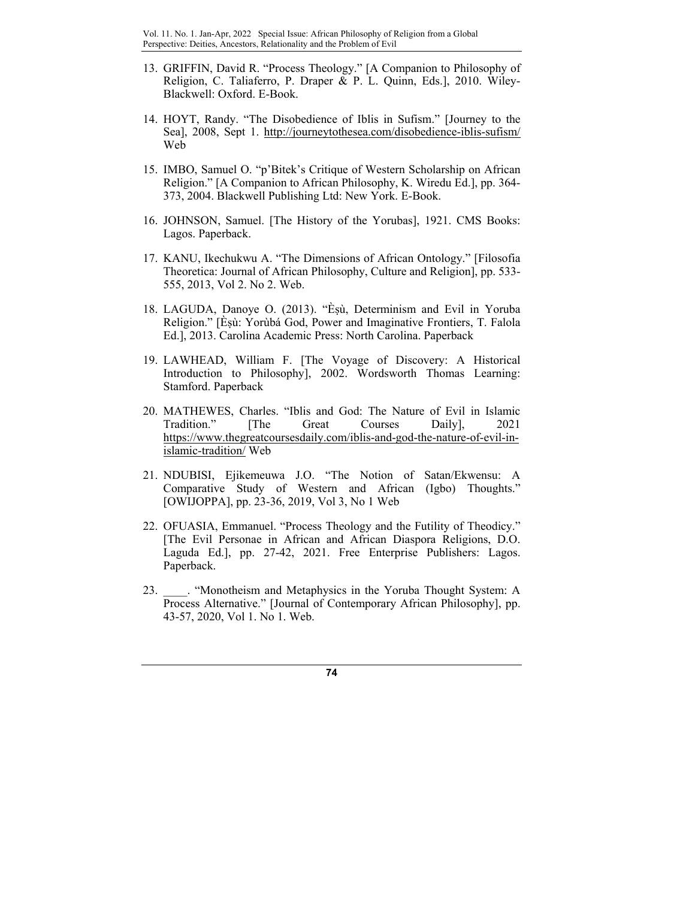13. GRIFFIN, David R. "Process Theology." [A Companion to Philosophy of Religion, C. Taliaferro, P. Draper & P. L. Quinn, Eds.], 2010. Wiley-Blackwell: Oxford. E-Book.

14. HOYT, Randy. "The Disobedience of Iblis in Sufism." [Journey to the Sea], 2008, Sept 1. http://journeytothesea.com/disobedience-iblis-sufism/ Web

15. IMBO, Samuel O. "p'Bitek's Critique of Western Scholarship on African Religion." [A Companion to African Philosophy, K. Wiredu Ed.], pp. 364-373, 2004. Blackwell Publishing Ltd: New York. E-Book.

16. JOHNSON, Samuel. [The History of the Yorubas], 1921. CMS Books: Lagos. Paperback.

17. KANU, Ikechukwu A. "The Dimensions of African Ontology." [Filosofia Theoretica: Journal of African Philosophy, Culture and Religion], pp. 533-555, 2013, Vol 2. No 2. Web.

18. LAGUDA, Danoye O. (2013). "Èṣù, Determinism and Evil in Yoruba Religion." [Èṣù: Yorùbá God, Power and Imaginative Frontiers, T. Falola Ed.], 2013. Carolina Academic Press: North Carolina. Paperback

19. LAWHEAD, William F. [The Voyage of Discovery: A Historical Introduction to Philosophy], 2002. Wordsworth Thomas Learning: Stamford. Paperback

20. MATHEWES, Charles. "Iblis and God: The Nature of Evil in Islamic Tradition." [The Great Courses Daily], 2021 https://www.thegreatcoursesdaily.com/iblis-and-god-the-nature-of-evil-in-islamic-tradition/ Web

21. NDUBISI, Ejikemeuwa J.O. "The Notion of Satan/Ekwensu: A Comparative Study of Western and African (Igbo) Thoughts." [OWIJOPPA], pp. 23-36, 2019, Vol 3, No 1 Web

22. OFUASIA, Emmanuel. "Process Theology and the Futility of Theodicy." [The Evil Personae in African and African Diaspora Religions, D.O. Laguda Ed.], pp. 27-42, 2021. Free Enterprise Publishers: Lagos. Paperback.

23. ____. "Monotheism and Metaphysics in the Yoruba Thought System: A Process Alternative." [Journal of Contemporary African Philosophy], pp. 43-57, 2020, Vol 1. No 1. Web.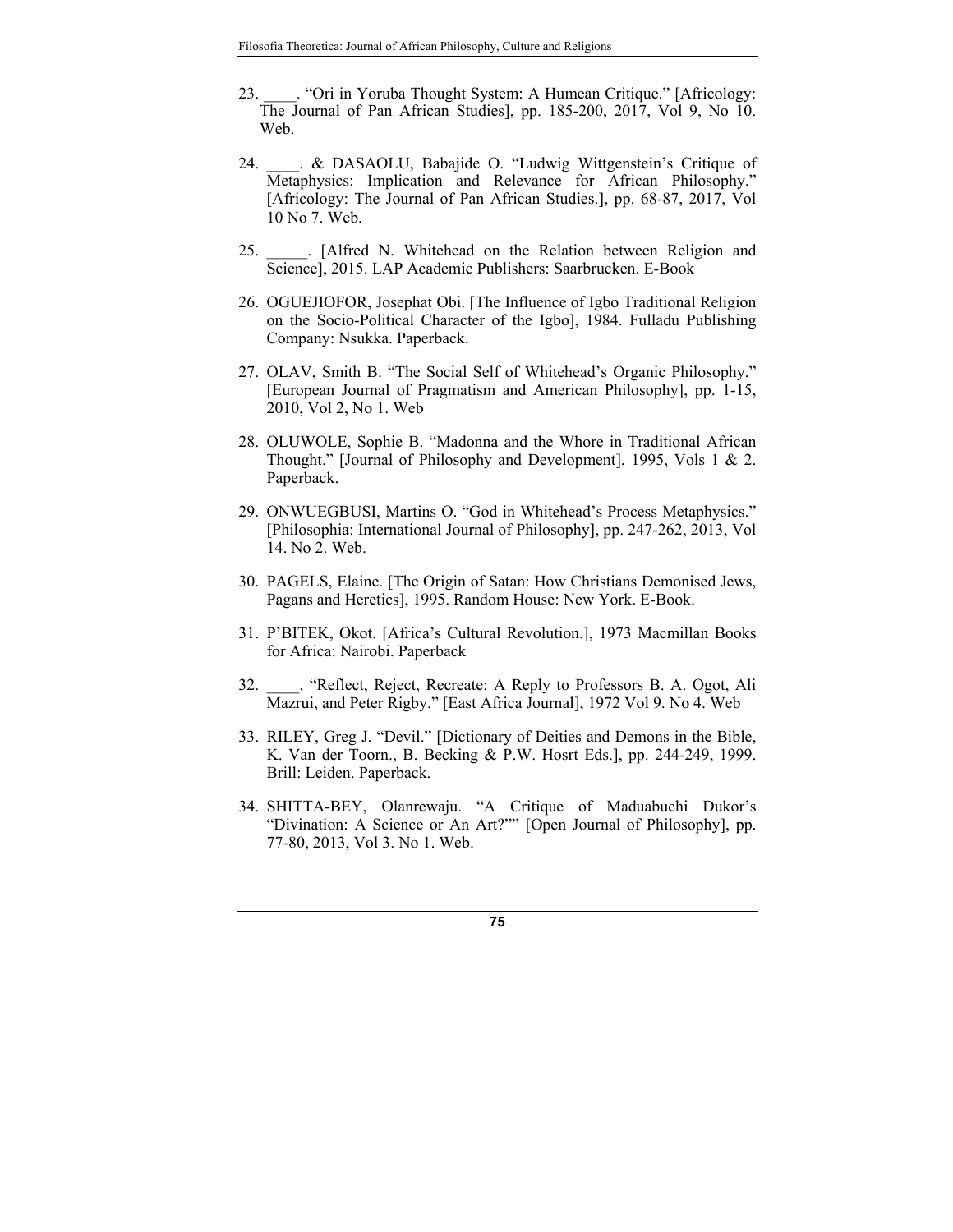23. ____. “Ori in Yoruba Thought System: A Humean Critique.” [Africology: The Journal of Pan African Studies], pp. 185-200, 2017, Vol 9, No 10. Web.

24. ____. & DASAOLU, Babajide O. “Ludwig Wittgenstein’s Critique of Metaphysics: Implication and Relevance for African Philosophy.” [Africology: The Journal of Pan African Studies.], pp. 68-87, 2017, Vol 10 No 7. Web.

25. _____. [Alfred N. Whitehead on the Relation between Religion and Science], 2015. LAP Academic Publishers: Saarbrucken. E-Book

26. OGUEJIOFOR, Josephat Obi. [The Influence of Igbo Traditional Religion on the Socio-Political Character of the Igbo], 1984. Fulladu Publishing Company: Nsukka. Paperback.

27. OLAV, Smith B. “The Social Self of Whitehead’s Organic Philosophy.” [European Journal of Pragmatism and American Philosophy], pp. 1-15, 2010, Vol 2, No 1. Web

28. OLUWOLE, Sophie B. “Madonna and the Whore in Traditional African Thought.” [Journal of Philosophy and Development], 1995, Vols 1 & 2. Paperback.

29. ONWUEGBUSI, Martins O. “God in Whitehead’s Process Metaphysics.” [Philosophia: International Journal of Philosophy], pp. 247-262, 2013, Vol 14. No 2. Web.

30. PAGELS, Elaine. [The Origin of Satan: How Christians Demonised Jews, Pagans and Heretics], 1995. Random House: New York. E-Book.

31. P’BITEK, Okot. [Africa’s Cultural Revolution.], 1973 Macmillan Books for Africa: Nairobi. Paperback

32. ____. “Reflect, Reject, Recreate: A Reply to Professors B. A. Ogot, Ali Mazrui, and Peter Rigby.” [East Africa Journal], 1972 Vol 9. No 4. Web

33. RILEY, Greg J. “Devil.” [Dictionary of Deities and Demons in the Bible, K. Van der Toorn., B. Becking & P.W. Hosrt Eds.], pp. 244-249, 1999. Brill: Leiden. Paperback.

34. SHITTA-BEY, Olanrewaju. “A Critique of Maduabuchi Dukor’s “Divination: A Science or An Art?”” [Open Journal of Philosophy], pp. 77-80, 2013, Vol 3. No 1. Web.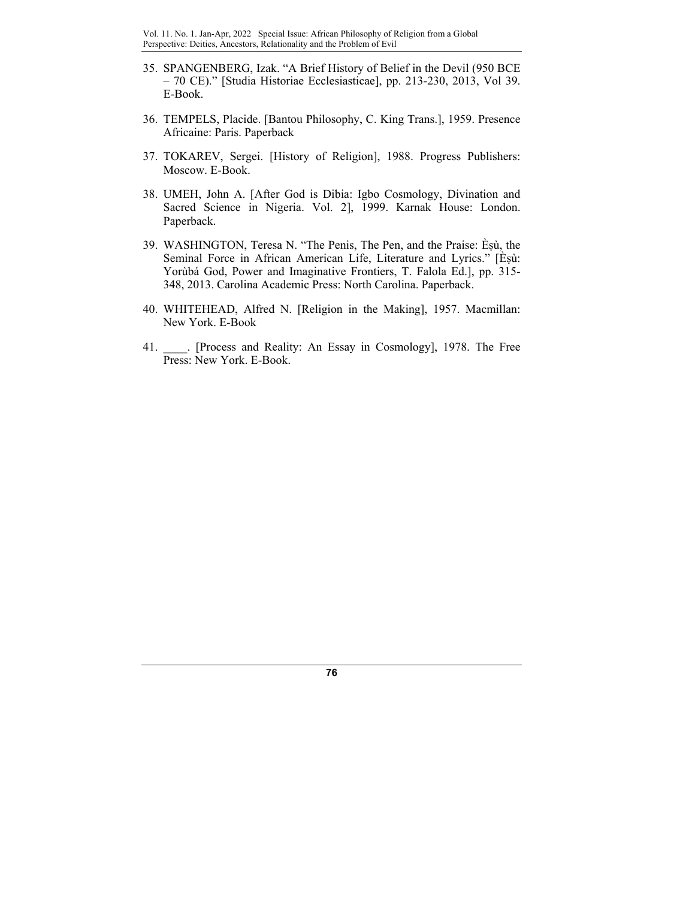35. SPANGENBERG, Izak. "A Brief History of Belief in the Devil (950 BCE – 70 CE)." [Studia Historiae Ecclesiasticae], pp. 213-230, 2013, Vol 39. E-Book.

36. TEMPELS, Placide. [Bantou Philosophy, C. King Trans.], 1959. Presence Africaine: Paris. Paperback

37. TOKAREV, Sergei. [History of Religion], 1988. Progress Publishers: Moscow. E-Book.

38. UMEH, John A. [After God is Dibia: Igbo Cosmology, Divination and Sacred Science in Nigeria. Vol. 2], 1999. Karnak House: London. Paperback.

39. WASHINGTON, Teresa N. "The Penis, The Pen, and the Praise: Èṣù, the Seminal Force in African American Life, Literature and Lyrics." [Èṣù: Yorùbá God, Power and Imaginative Frontiers, T. Falola Ed.], pp. 315-348, 2013. Carolina Academic Press: North Carolina. Paperback.

40. WHITEHEAD, Alfred N. [Religion in the Making], 1957. Macmillan: New York. E-Book

41. ____. [Process and Reality: An Essay in Cosmology], 1978. The Free Press: New York. E-Book.